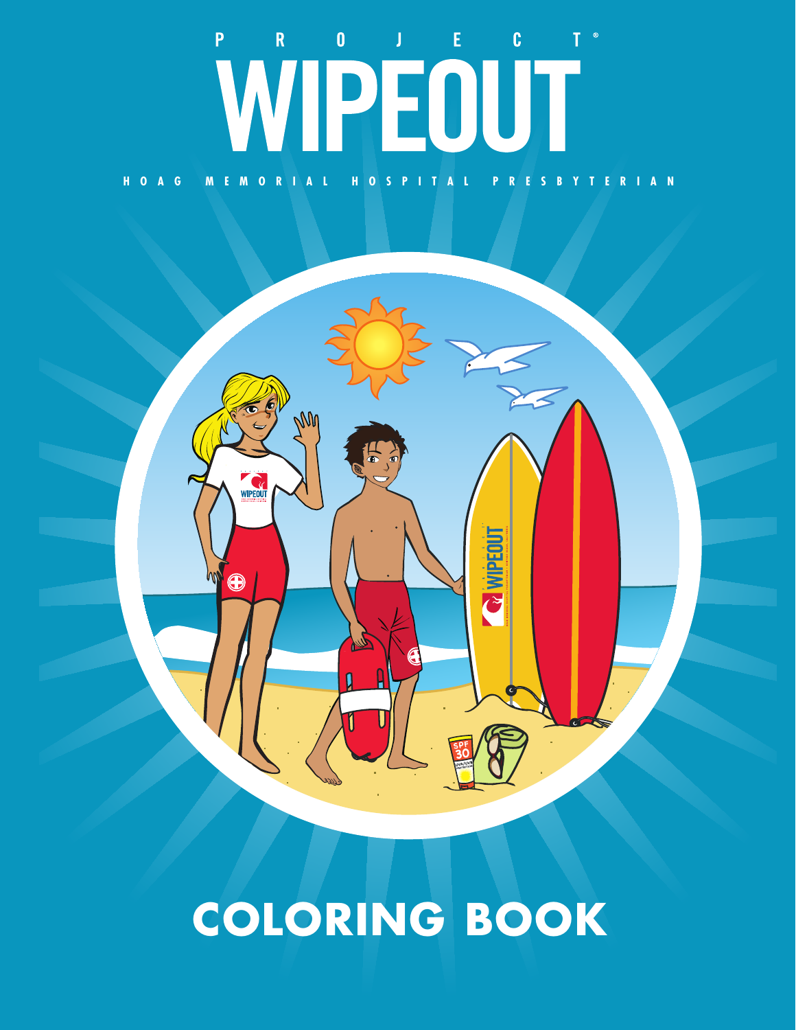PROJECT®

# WIPEOUT

HOAG MEMORIAL HOSPITAL PRESBYTERIAN

# COLORING BOOK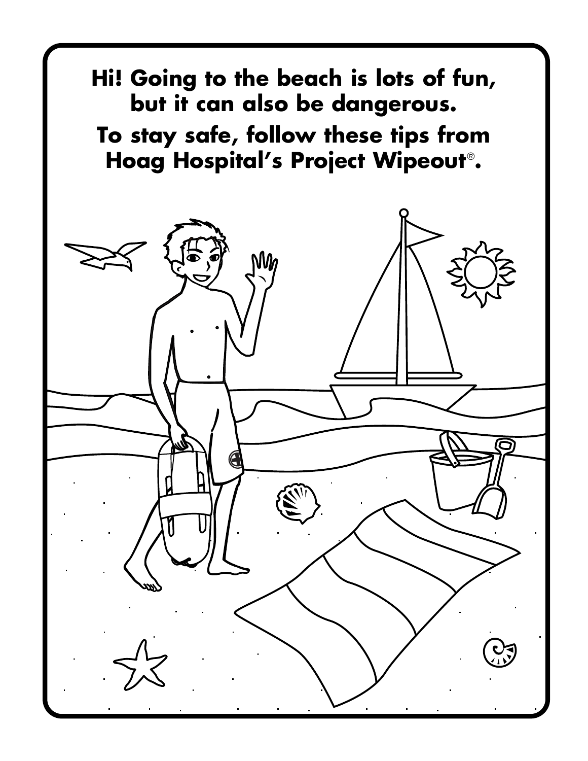**Hi! Going to the beach is lots of fun, but it can also be dangerous.**

**To stay safe, follow these tips from Hoag Hospital's Project Wipeout®.**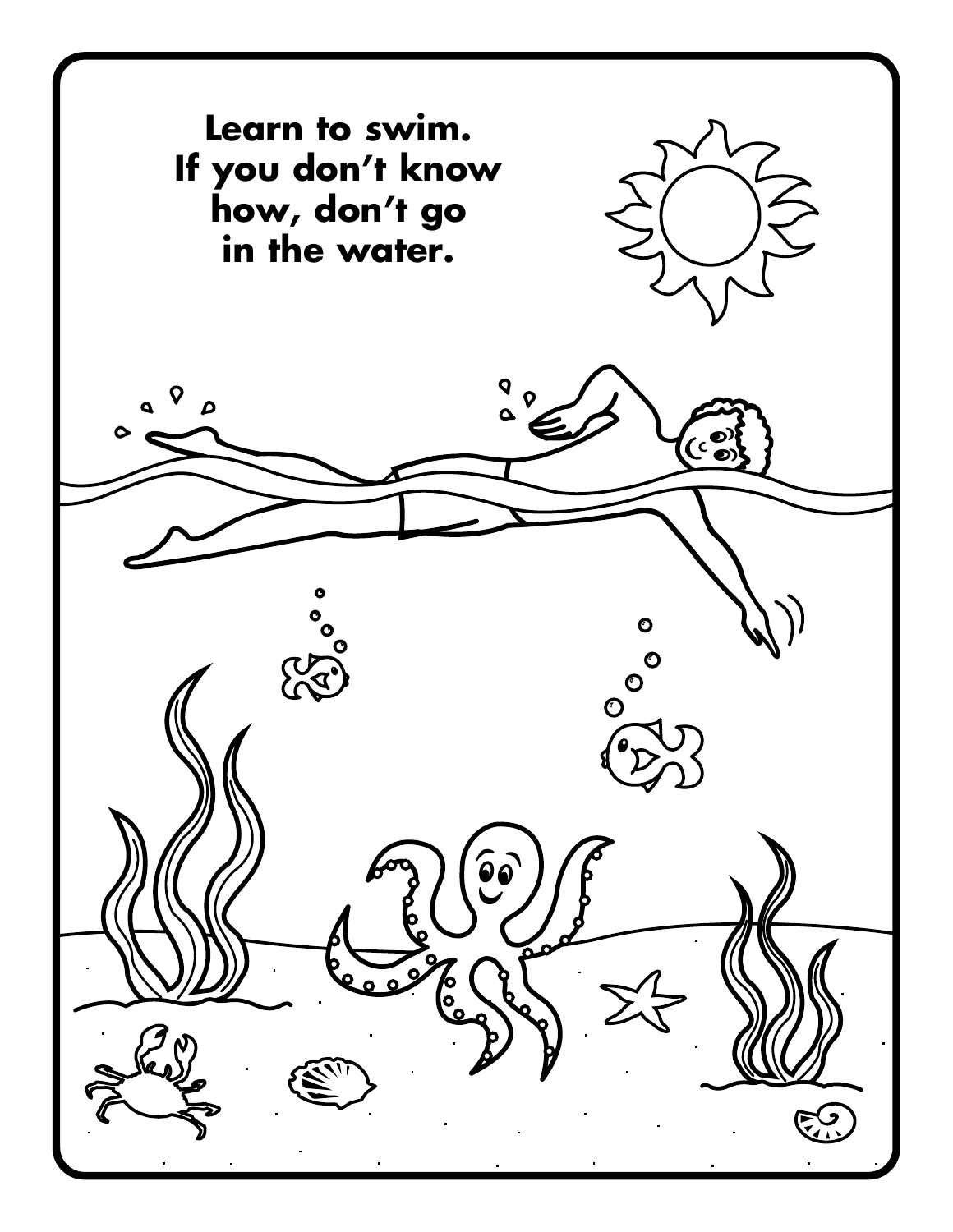**Learn to swim. If you don't know how, don't go in the water.**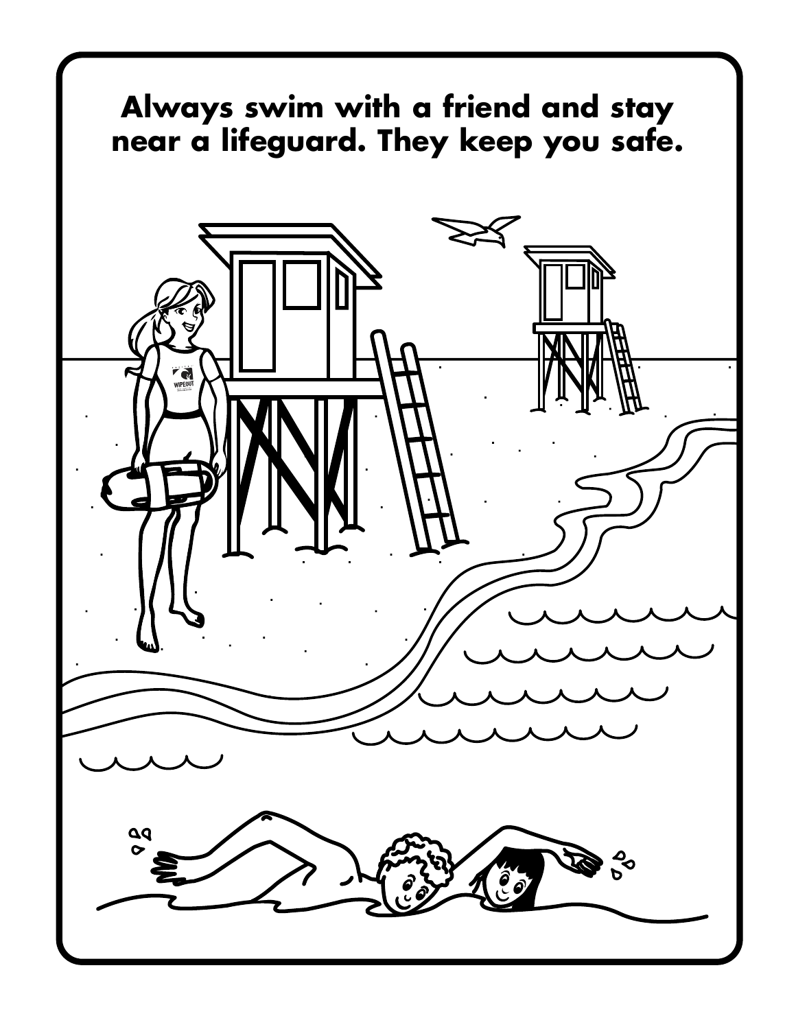**Always swim with a friend and stay near a lifeguard. They keep you safe.**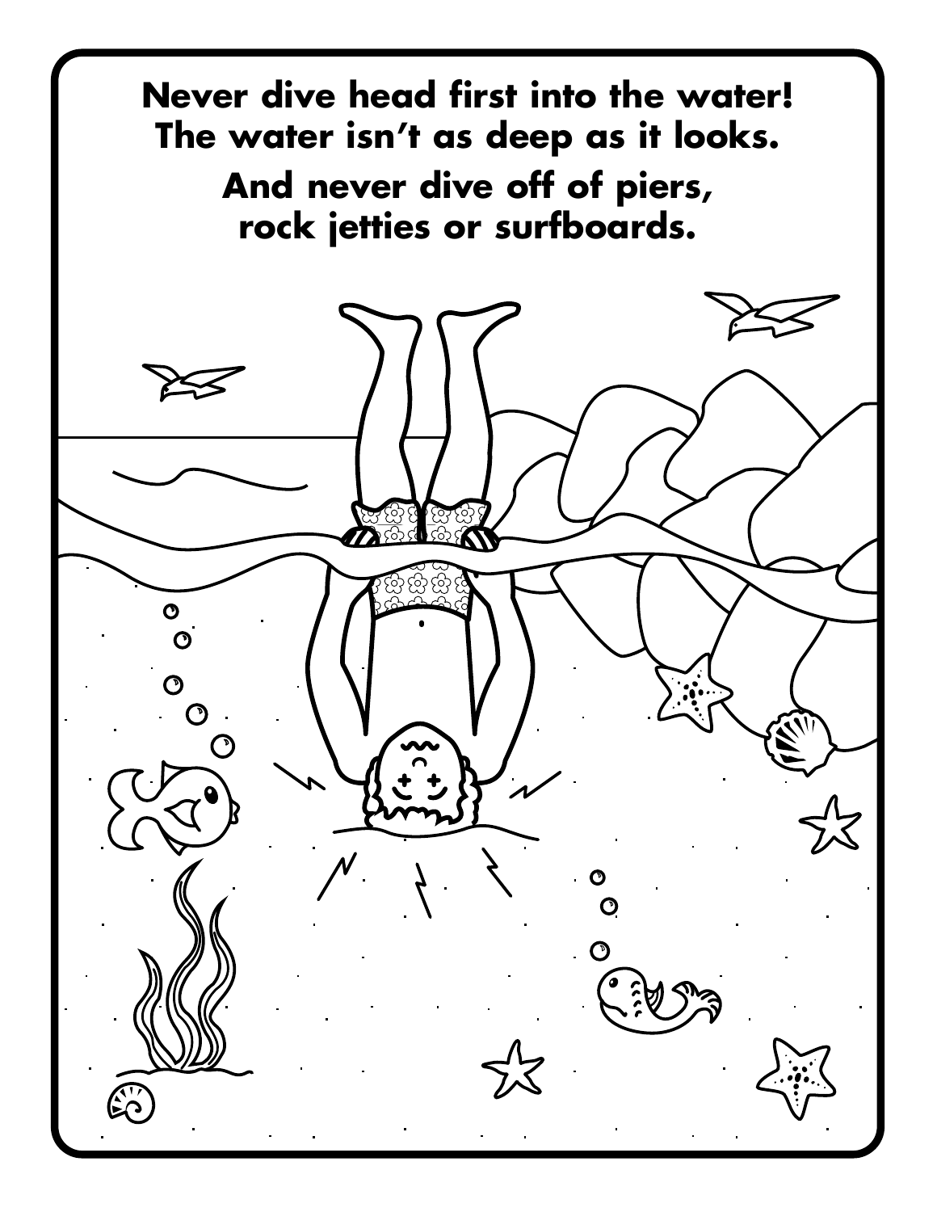**Never dive head first into the water!**
**The water isn't as deep as it looks.**

**And never dive off of piers,**
**rock jetties or surfboards.**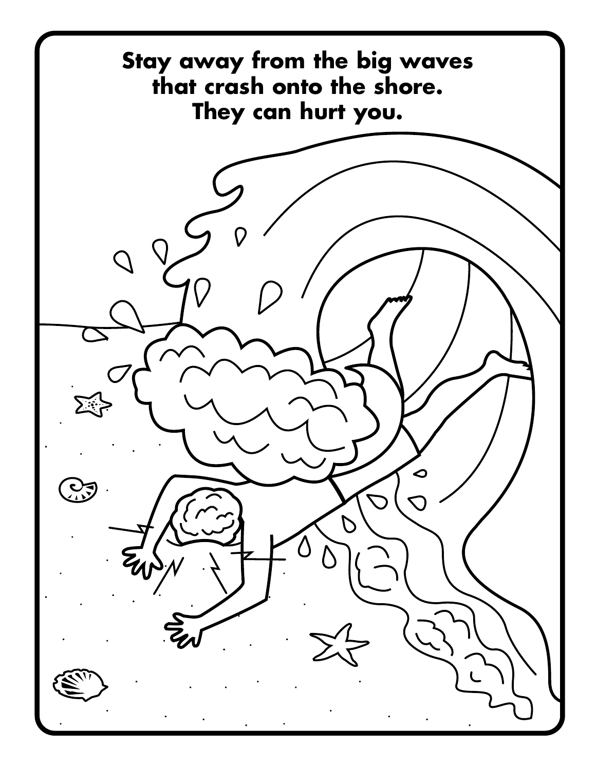**Stay away from the big waves that crash onto the shore. They can hurt you.**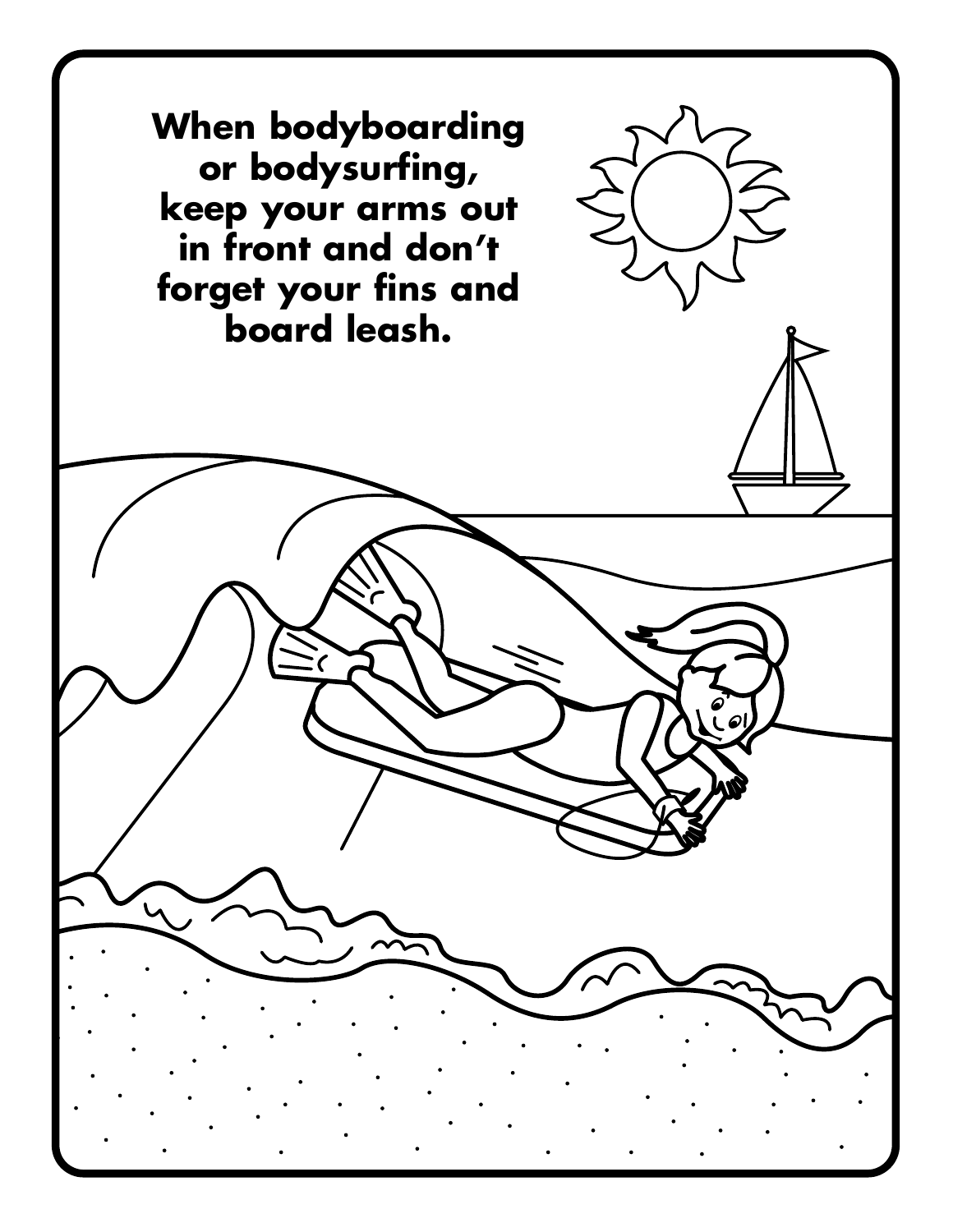**When bodyboarding or bodysurfing, keep your arms out in front and don't forget your fins and board leash.**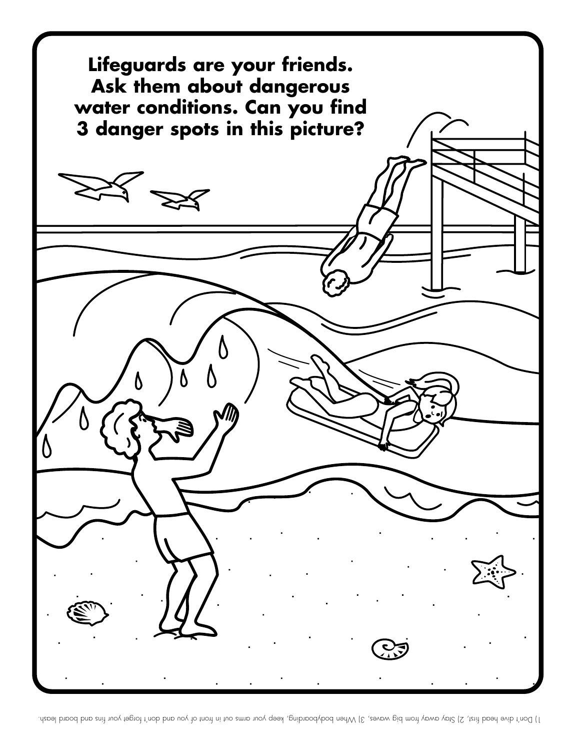**Lifeguards are your friends. Ask them about dangerous water conditions. Can you find 3 danger spots in this picture?**

1) Don't dive head first, 2) Stay away from big waves, 3) When bodyboarding, keep your arms out in front of you and don't forget your fins and board leash.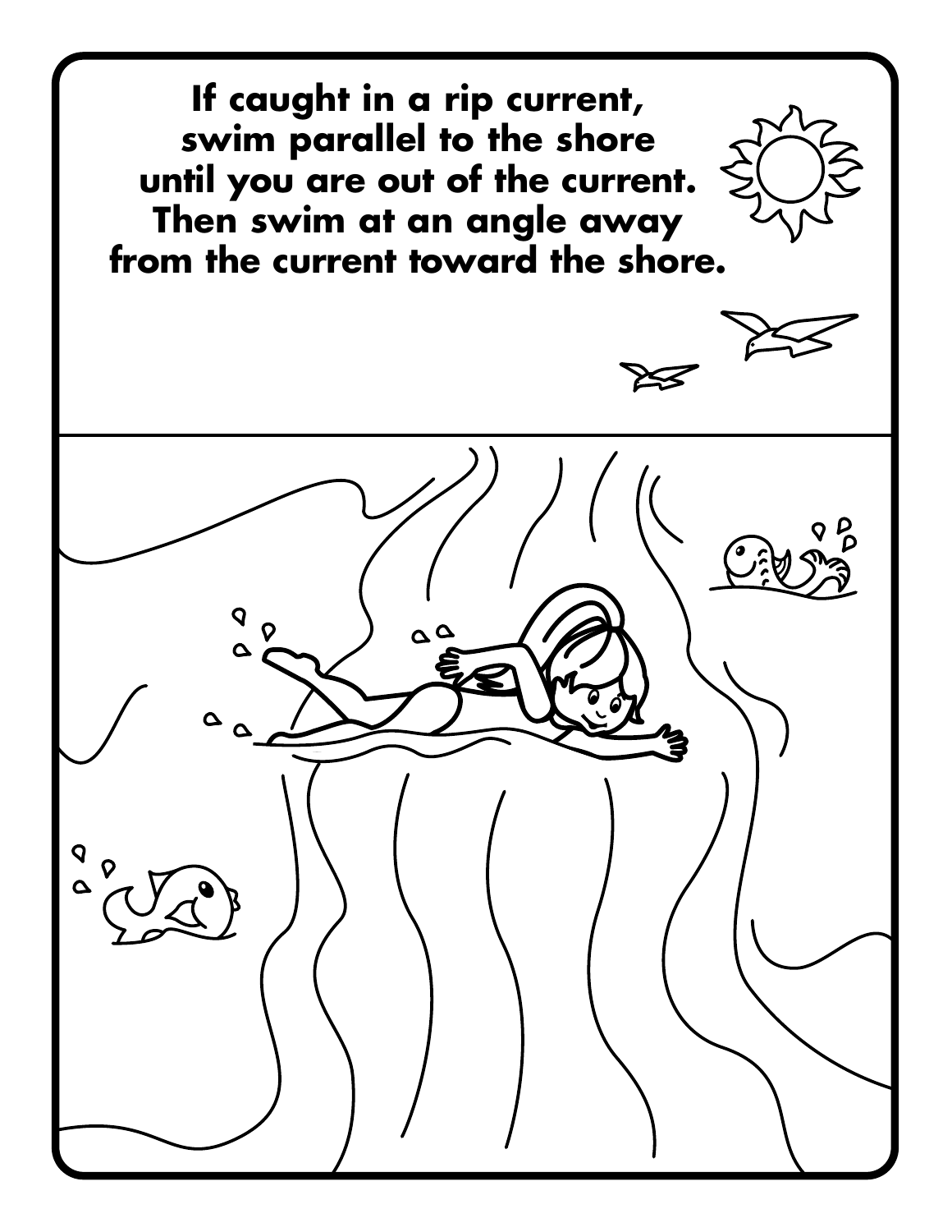**If caught in a rip current, swim parallel to the shore until you are out of the current. Then swim at an angle away from the current toward the shore.**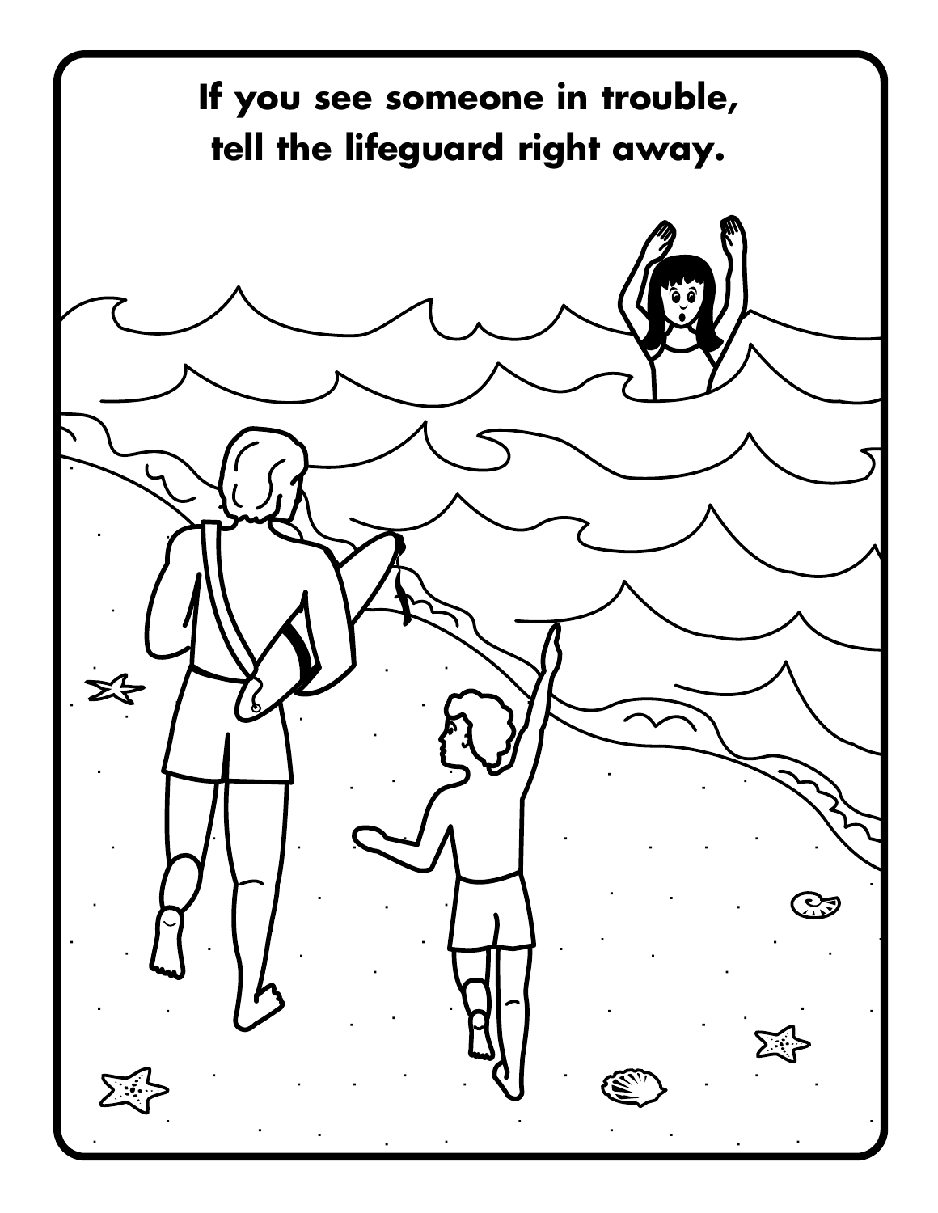**If you see someone in trouble, tell the lifeguard right away.**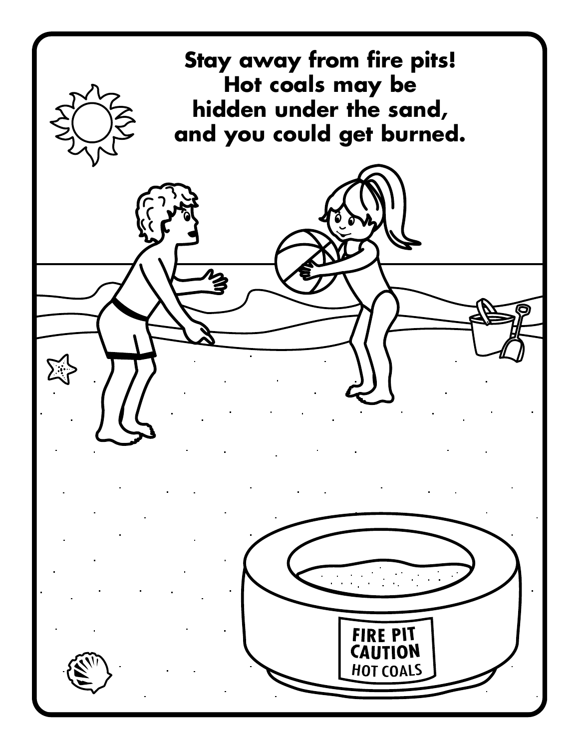**Stay away from fire pits! Hot coals may be hidden under the sand, and you could get burned.**

FIRE PIT
CAUTION
HOT COALS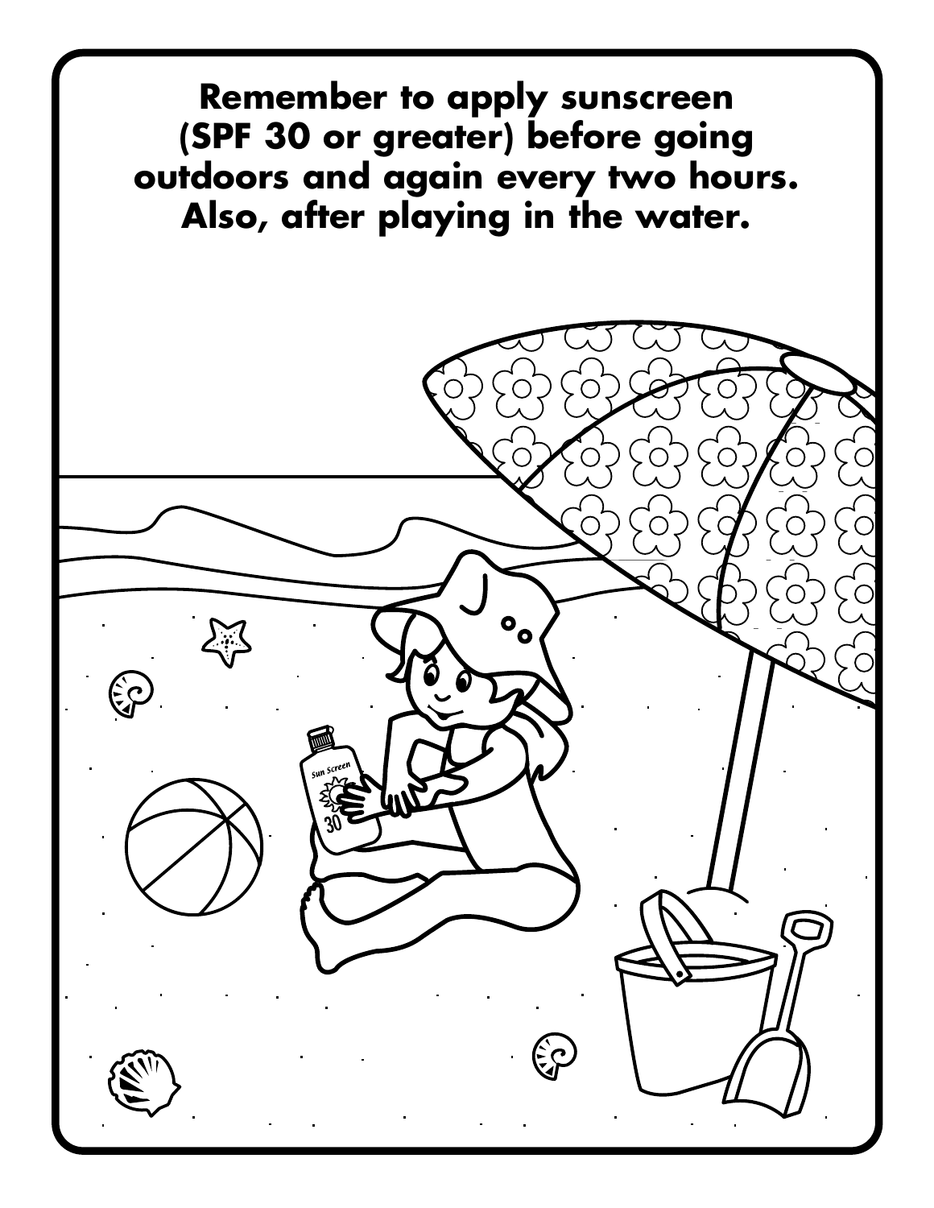**Remember to apply sunscreen (SPF 30 or greater) before going outdoors and again every two hours. Also, after playing in the water.**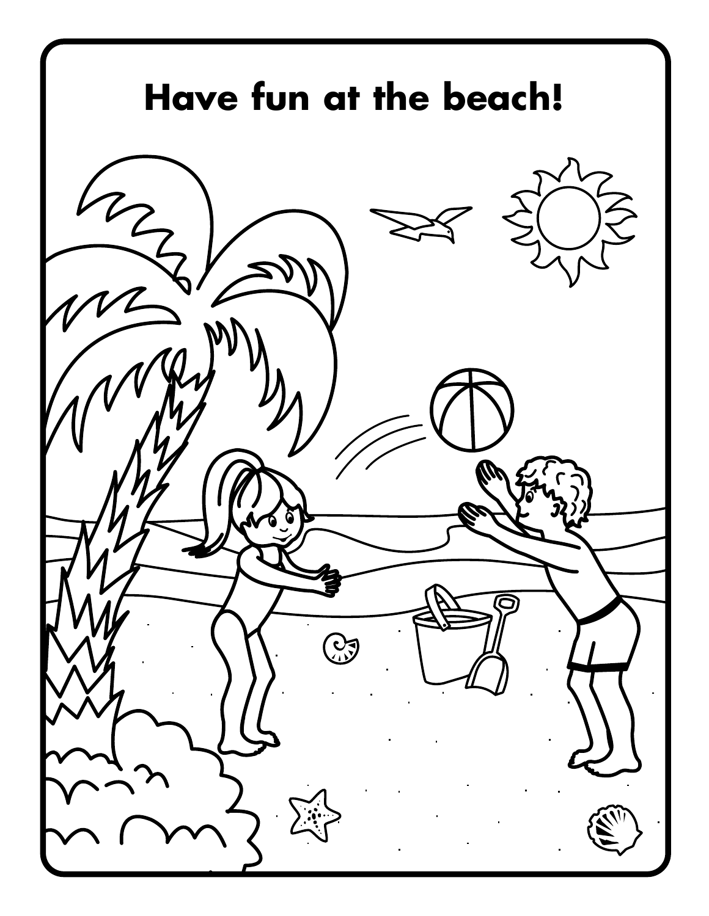# Have fun at the beach!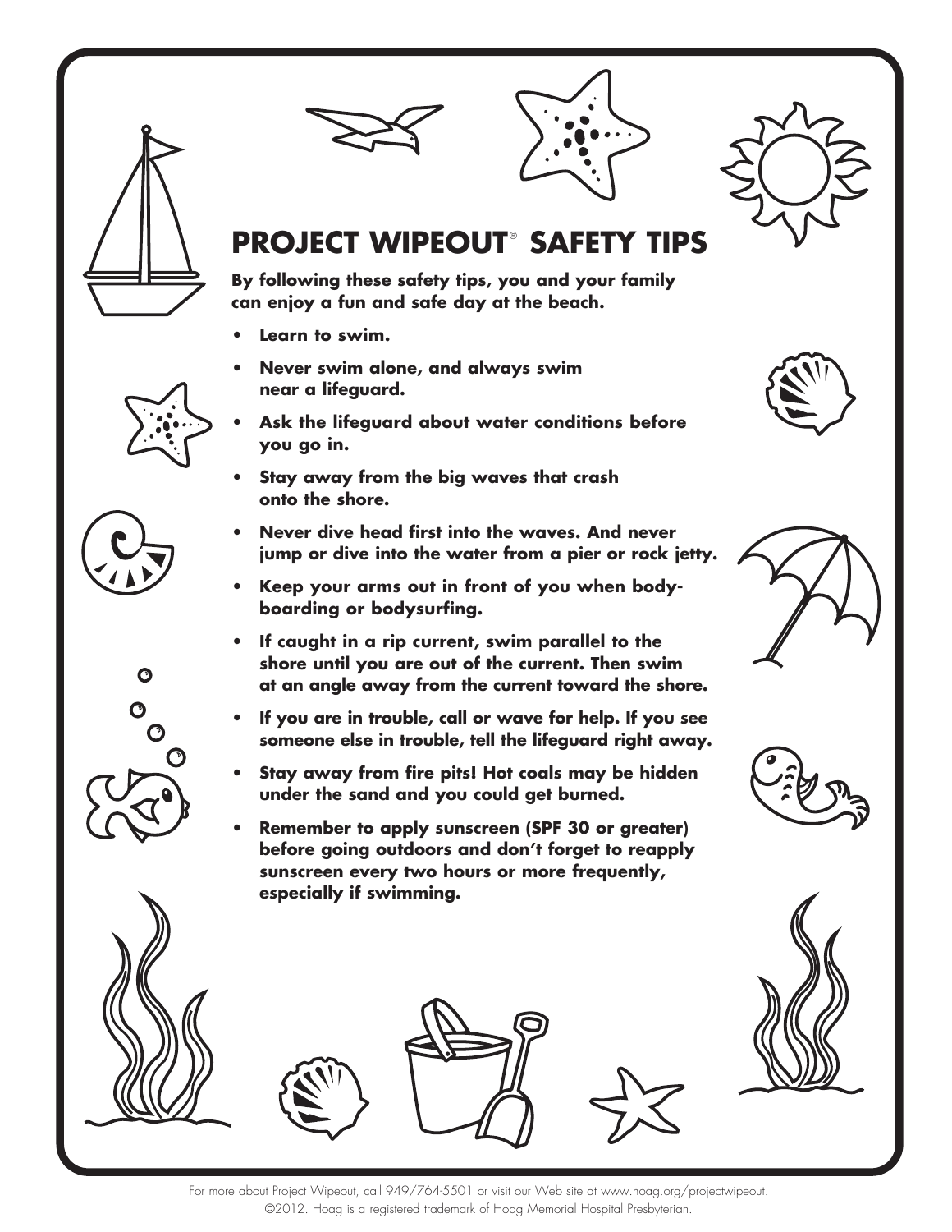# PROJECT WIPEOUT® SAFETY TIPS

**By following these safety tips, you and your family can enjoy a fun and safe day at the beach.**

- **Learn to swim.**
- **Never swim alone, and always swim near a lifeguard.**
- **Ask the lifeguard about water conditions before you go in.**
- **Stay away from the big waves that crash onto the shore.**
- **Never dive head first into the waves. And never jump or dive into the water from a pier or rock jetty.**
- **Keep your arms out in front of you when body-boarding or bodysurfing.**
- **If caught in a rip current, swim parallel to the shore until you are out of the current. Then swim at an angle away from the current toward the shore.**
- **If you are in trouble, call or wave for help. If you see someone else in trouble, tell the lifeguard right away.**
- **Stay away from fire pits! Hot coals may be hidden under the sand and you could get burned.**
- **Remember to apply sunscreen (SPF 30 or greater) before going outdoors and don't forget to reapply sunscreen every two hours or more frequently, especially if swimming.**

For more about Project Wipeout, call 949/764-5501 or visit our Web site at www.hoag.org/projectwipeout.
©2012. Hoag is a registered trademark of Hoag Memorial Hospital Presbyterian.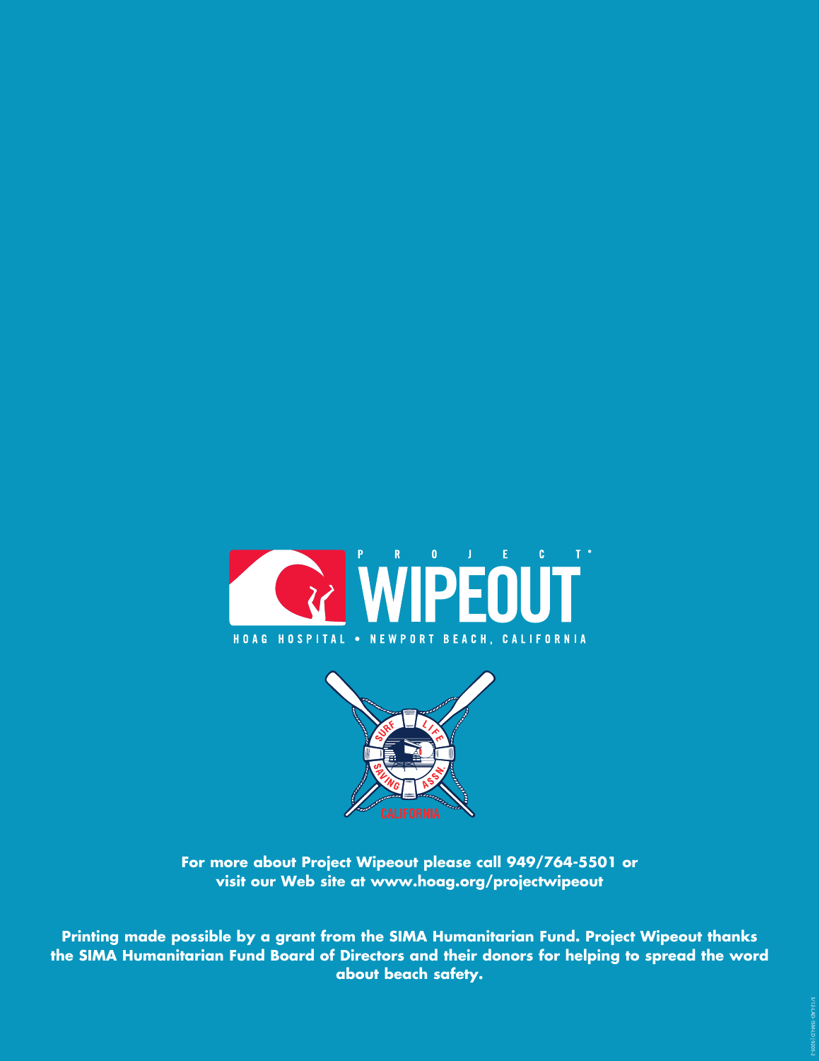PROJECT WIPEOUT

HOAG HOSPITAL • NEWPORT BEACH, CALIFORNIA

SURF LIFE SAVING ASSN. CALIFORNIA

**For more about Project Wipeout please call 949/764-5501 or visit our Web site at www.hoag.org/projectwipeout**

**Printing made possible by a grant from the SIMA Humanitarian Fund. Project Wipeout thanks the SIMA Humanitarian Fund Board of Directors and their donors for helping to spread the word about beach safety.**